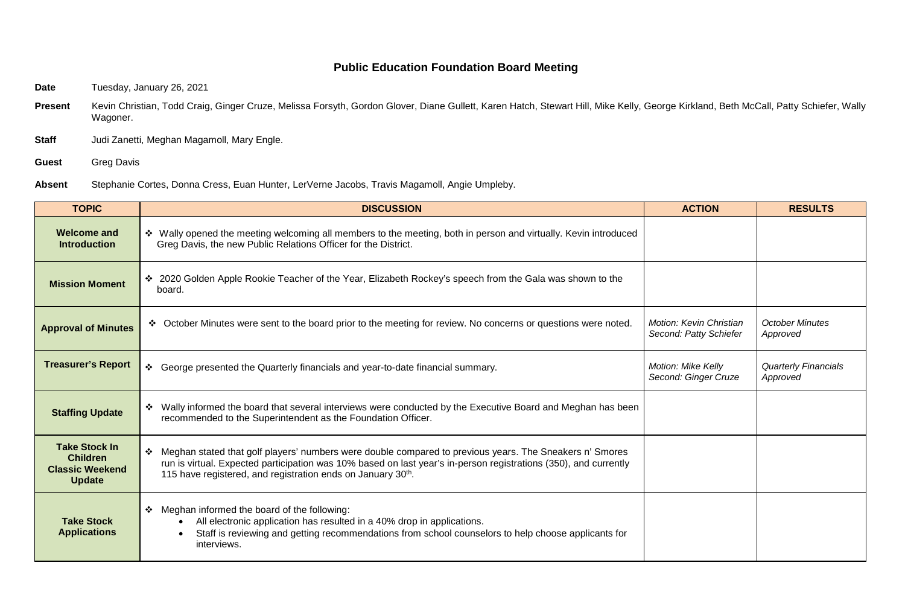# Public Education Foundation Board Meeting

**Date** Tuesday, January 26, 2021

**Present** Kevin Christian, Todd Craig, Ginger Cruze, Melissa Forsyth, Gordon Glover, Diane Gullett, Karen Hatch, Stewart Hill, Mike Kelly, George Kirkland, Beth McCall, Patty Schiefer, Wally Wagoner.

**Staff** Judi Zanetti, Meghan Magamoll, Mary Engle.

**Guest** Greg Davis

**Absent** Stephanie Cortes, Donna Cress, Euan Hunter, LerVerne Jacobs, Travis Magamoll, Angie Umpleby.

| TOPIC | DISCUSSION | ACTION | RESULTS |
|---|---|---|---|
| **Welcome and Introduction** | ❖ Wally opened the meeting welcoming all members to the meeting, both in person and virtually. Kevin introduced Greg Davis, the new Public Relations Officer for the District. | | |
| **Mission Moment** | ❖ 2020 Golden Apple Rookie Teacher of the Year, Elizabeth Rockey's speech from the Gala was shown to the board. | | |
| **Approval of Minutes** | ❖ October Minutes were sent to the board prior to the meeting for review. No concerns or questions were noted. | *Motion: Kevin Christian Second: Patty Schiefer* | *October Minutes Approved* |
| **Treasurer's Report** | ❖ George presented the Quarterly financials and year-to-date financial summary. | *Motion: Mike Kelly Second: Ginger Cruze* | *Quarterly Financials Approved* |
| **Staffing Update** | ❖ Wally informed the board that several interviews were conducted by the Executive Board and Meghan has been recommended to the Superintendent as the Foundation Officer. | | |
| **Take Stock In Children Classic Weekend Update** | ❖ Meghan stated that golf players' numbers were double compared to previous years. The Sneakers n' Smores run is virtual. Expected participation was 10% based on last year's in-person registrations (350), and currently 115 have registered, and registration ends on January 30th. | | |
| **Take Stock Applications** | ❖ Meghan informed the board of the following: <br>• All electronic application has resulted in a 40% drop in applications. <br>• Staff is reviewing and getting recommendations from school counselors to help choose applicants for interviews. | | |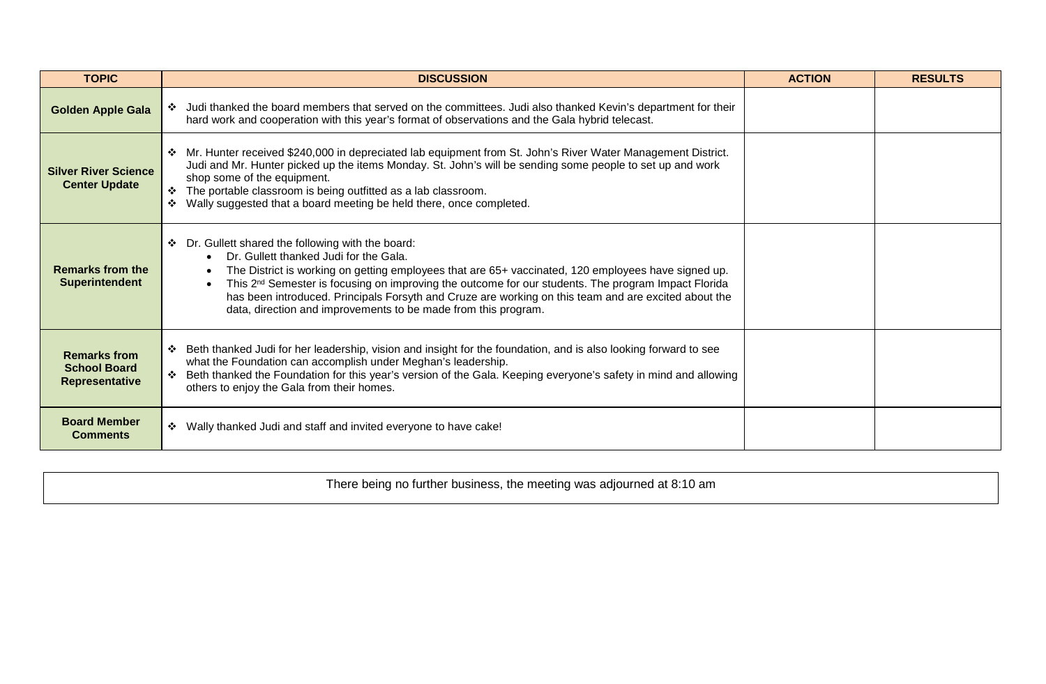| TOPIC | DISCUSSION | ACTION | RESULTS |
|---|---|---|---|
| **Golden Apple Gala** | ❖ Judi thanked the board members that served on the committees. Judi also thanked Kevin's department for their hard work and cooperation with this year's format of observations and the Gala hybrid telecast. | | |
| **Silver River Science Center Update** | ❖ Mr. Hunter received $240,000 in depreciated lab equipment from St. John's River Water Management District. Judi and Mr. Hunter picked up the items Monday. St. John's will be sending some people to set up and work shop some of the equipment.<br>❖ The portable classroom is being outfitted as a lab classroom.<br>❖ Wally suggested that a board meeting be held there, once completed. | | |
| **Remarks from the Superintendent** | ❖ Dr. Gullett shared the following with the board:<br>• Dr. Gullett thanked Judi for the Gala.<br>• The District is working on getting employees that are 65+ vaccinated, 120 employees have signed up.<br>• This 2nd Semester is focusing on improving the outcome for our students. The program Impact Florida has been introduced. Principals Forsyth and Cruze are working on this team and are excited about the data, direction and improvements to be made from this program. | | |
| **Remarks from School Board Representative** | ❖ Beth thanked Judi for her leadership, vision and insight for the foundation, and is also looking forward to see what the Foundation can accomplish under Meghan's leadership.<br>❖ Beth thanked the Foundation for this year's version of the Gala. Keeping everyone's safety in mind and allowing others to enjoy the Gala from their homes. | | |
| **Board Member Comments** | ❖ Wally thanked Judi and staff and invited everyone to have cake! | | |

There being no further business, the meeting was adjourned at 8:10 am